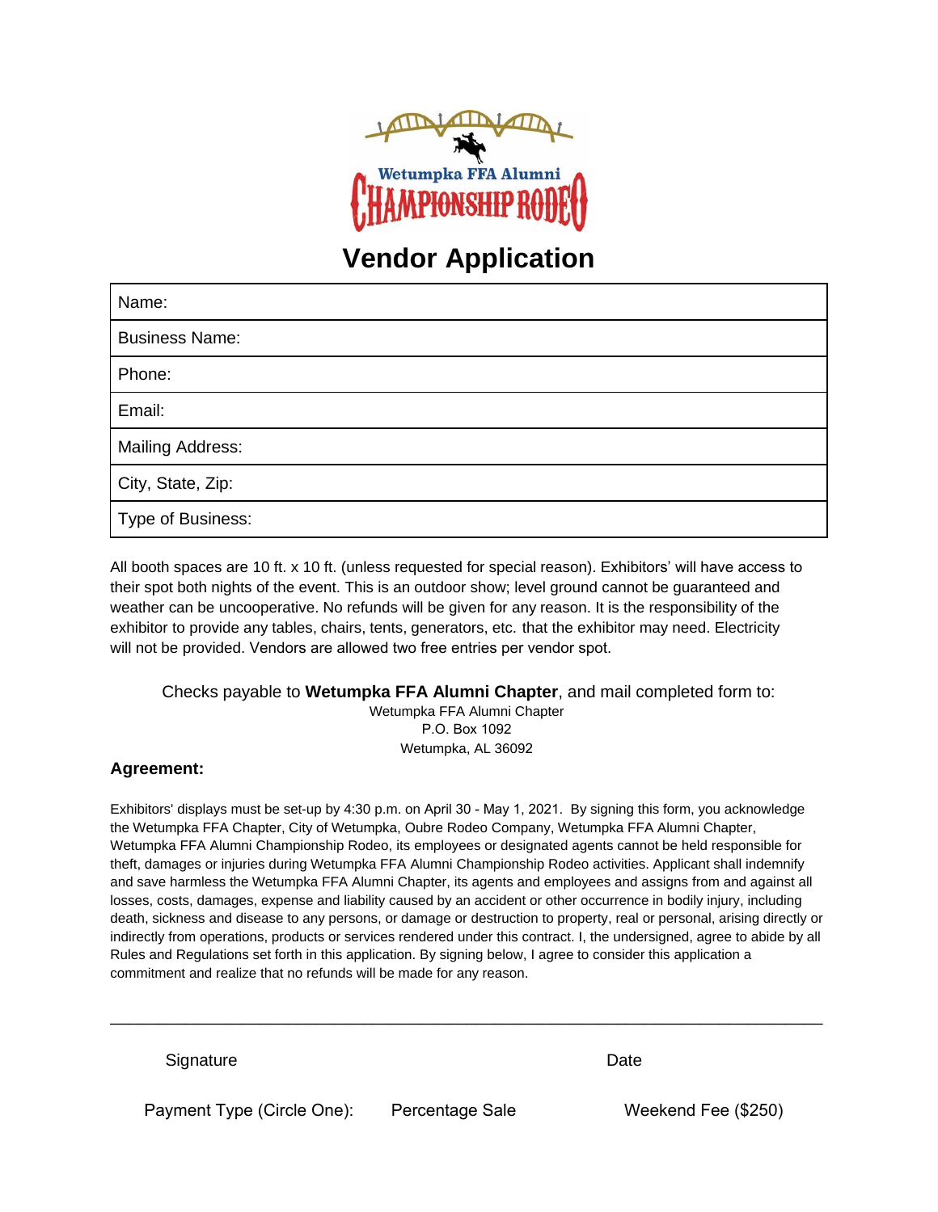Wetumpka FFA Alumni

CHAMPIONSHIP RODEO

# Vendor Application

| Name: |
|---|
| Business Name: |
| Phone: |
| Email: |
| Mailing Address: |
| City, State, Zip: |
| Type of Business: |

All booth spaces are 10 ft. x 10 ft. (unless requested for special reason). Exhibitors' will have access to their spot both nights of the event. This is an outdoor show; level ground cannot be guaranteed and weather can be uncooperative. No refunds will be given for any reason. It is the responsibility of the exhibitor to provide any tables, chairs, tents, generators, etc. that the exhibitor may need. Electricity will not be provided. Vendors are allowed two free entries per vendor spot.

Checks payable to **Wetumpka FFA Alumni Chapter**, and mail completed form to:

Wetumpka FFA Alumni Chapter
P.O. Box 1092
Wetumpka, AL 36092

**Agreement:**

Exhibitors' displays must be set-up by 4:30 p.m. on April 30 - May 1, 2021. By signing this form, you acknowledge the Wetumpka FFA Chapter, City of Wetumpka, Oubre Rodeo Company, Wetumpka FFA Alumni Chapter, Wetumpka FFA Alumni Championship Rodeo, its employees or designated agents cannot be held responsible for theft, damages or injuries during Wetumpka FFA Alumni Championship Rodeo activities. Applicant shall indemnify and save harmless the Wetumpka FFA Alumni Chapter, its agents and employees and assigns from and against all losses, costs, damages, expense and liability caused by an accident or other occurrence in bodily injury, including death, sickness and disease to any persons, or damage or destruction to property, real or personal, arising directly or indirectly from operations, products or services rendered under this contract. I, the undersigned, agree to abide by all Rules and Regulations set forth in this application. By signing below, I agree to consider this application a commitment and realize that no refunds will be made for any reason.

______________________________________________________________________

Signature                                                                 Date

Payment Type (Circle One):     Percentage Sale     Weekend Fee ($250)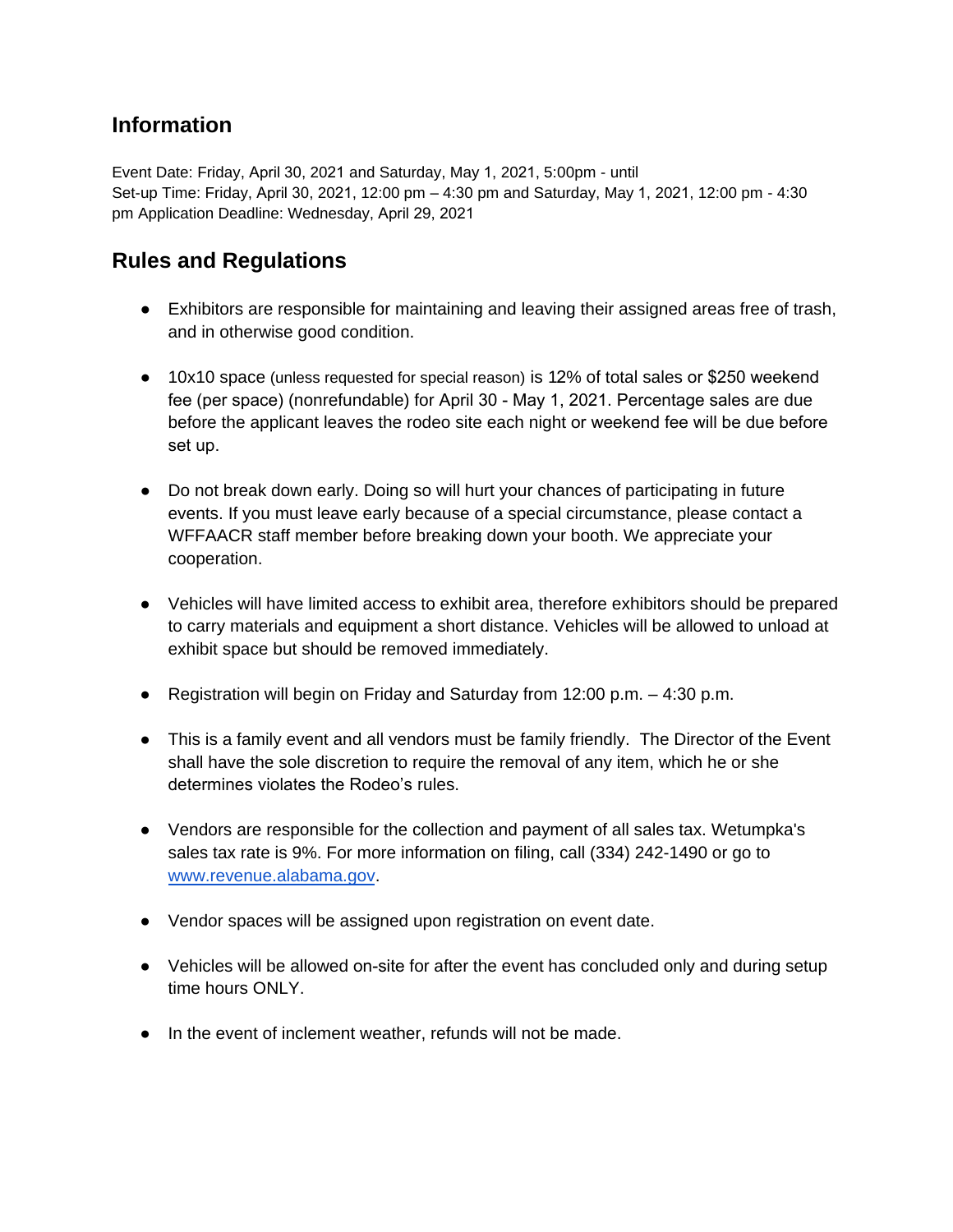## Information

Event Date: Friday, April 30, 2021 and Saturday, May 1, 2021, 5:00pm - until
Set-up Time: Friday, April 30, 2021, 12:00 pm – 4:30 pm and Saturday, May 1, 2021, 12:00 pm - 4:30 pm Application Deadline: Wednesday, April 29, 2021

## Rules and Regulations

- Exhibitors are responsible for maintaining and leaving their assigned areas free of trash, and in otherwise good condition.
- 10x10 space (unless requested for special reason) is 12% of total sales or $250 weekend fee (per space) (nonrefundable) for April 30 - May 1, 2021. Percentage sales are due before the applicant leaves the rodeo site each night or weekend fee will be due before set up.
- Do not break down early. Doing so will hurt your chances of participating in future events. If you must leave early because of a special circumstance, please contact a WFFAACR staff member before breaking down your booth. We appreciate your cooperation.
- Vehicles will have limited access to exhibit area, therefore exhibitors should be prepared to carry materials and equipment a short distance. Vehicles will be allowed to unload at exhibit space but should be removed immediately.
- Registration will begin on Friday and Saturday from 12:00 p.m. – 4:30 p.m.
- This is a family event and all vendors must be family friendly. The Director of the Event shall have the sole discretion to require the removal of any item, which he or she determines violates the Rodeo's rules.
- Vendors are responsible for the collection and payment of all sales tax. Wetumpka's sales tax rate is 9%. For more information on filing, call (334) 242-1490 or go to [www.revenue.alabama.gov](http://www.revenue.alabama.gov).
- Vendor spaces will be assigned upon registration on event date.
- Vehicles will be allowed on-site for after the event has concluded only and during setup time hours ONLY.
- In the event of inclement weather, refunds will not be made.